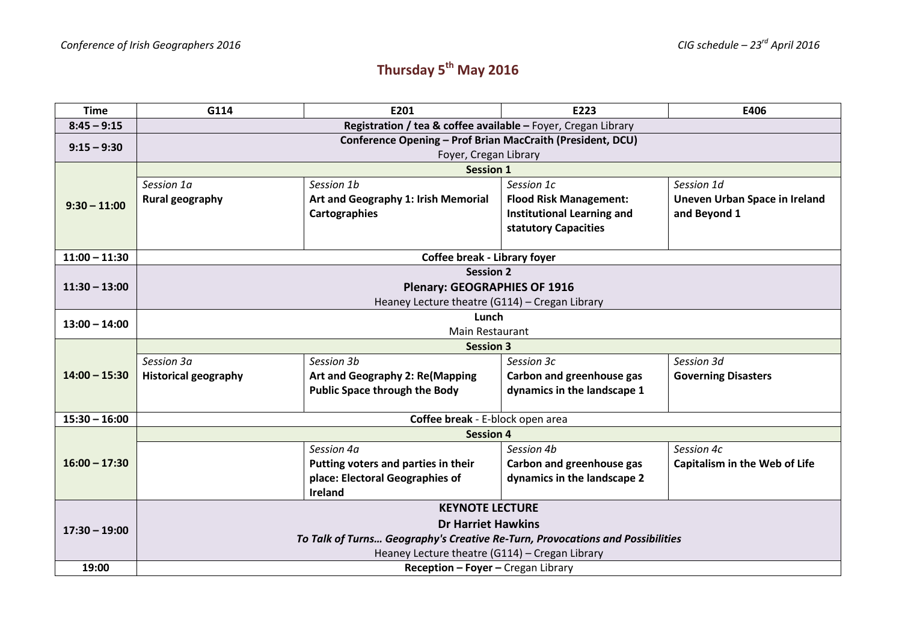# Thursday 5th May 2016

| Time | G114 | E201 | E223 | E406 |
|---|---|---|---|---|
| 8:45 – 9:15 | **Registration / tea & coffee available –** Foyer, Cregan Library | | | |
| 9:15 – 9:30 | **Conference Opening – Prof Brian MacCraith (President, DCU)** Foyer, Cregan Library | | | |
| 9:30 – 11:00 | **Session 1** | | | |
| | *Session 1a* **Rural geography** | *Session 1b* **Art and Geography 1: Irish Memorial Cartographies** | *Session 1c* **Flood Risk Management: Institutional Learning and statutory Capacities** | *Session 1d* **Uneven Urban Space in Ireland and Beyond 1** |
| 11:00 – 11:30 | **Coffee break - Library foyer** | | | |
| 11:30 – 13:00 | **Session 2** **Plenary: GEOGRAPHIES OF 1916** Heaney Lecture theatre (G114) – Cregan Library | | | |
| 13:00 – 14:00 | **Lunch** Main Restaurant | | | |
| 14:00 – 15:30 | **Session 3** | | | |
| | *Session 3a* **Historical geography** | *Session 3b* **Art and Geography 2: Re(Mapping Public Space through the Body** | *Session 3c* **Carbon and greenhouse gas dynamics in the landscape 1** | *Session 3d* **Governing Disasters** |
| 15:30 – 16:00 | **Coffee break** - E-block open area | | | |
| 16:00 – 17:30 | **Session 4** | | | |
| | | *Session 4a* **Putting voters and parties in their place: Electoral Geographies of Ireland** | *Session 4b* **Carbon and greenhouse gas dynamics in the landscape 2** | *Session 4c* **Capitalism in the Web of Life** |
| 17:30 – 19:00 | **KEYNOTE LECTURE** **Dr Harriet Hawkins** ***To Talk of Turns… Geography's Creative Re-Turn, Provocations and Possibilities*** Heaney Lecture theatre (G114) – Cregan Library | | | |
| 19:00 | **Reception – Foyer –** Cregan Library | | | |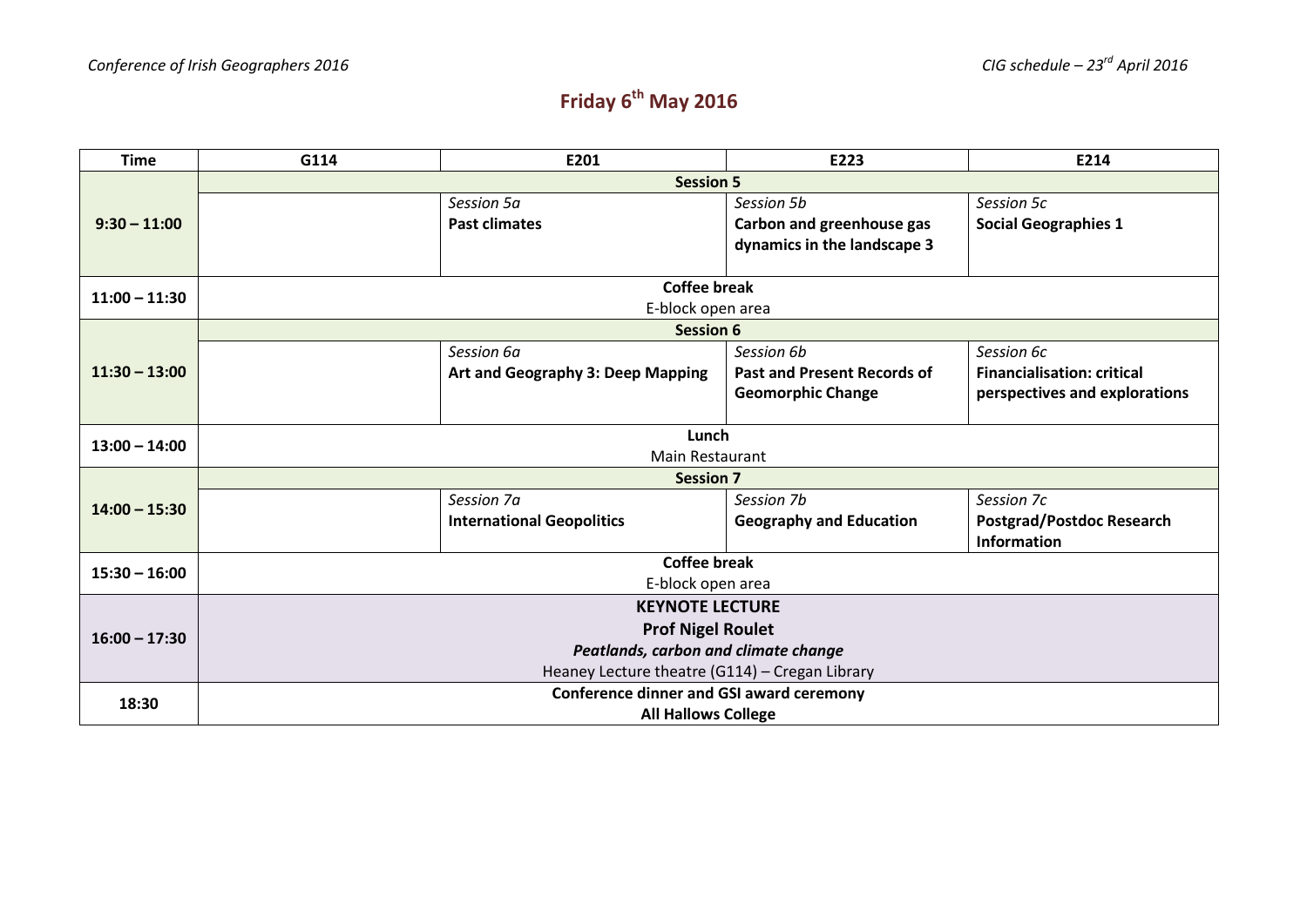# Friday 6th May 2016

| Time | G114 | E201 | E223 | E214 |
| --- | --- | --- | --- | --- |
| 9:30 – 11:00 | **Session 5** | | | |
| | | *Session 5a* **Past climates** | *Session 5b* **Carbon and greenhouse gas dynamics in the landscape 3** | *Session 5c* **Social Geographies 1** |
| 11:00 – 11:30 | **Coffee break** E-block open area | | | |
| 11:30 – 13:00 | **Session 6** | | | |
| | | *Session 6a* **Art and Geography 3: Deep Mapping** | *Session 6b* **Past and Present Records of Geomorphic Change** | *Session 6c* **Financialisation: critical perspectives and explorations** |
| 13:00 – 14:00 | **Lunch** Main Restaurant | | | |
| 14:00 – 15:30 | **Session 7** | | | |
| | | *Session 7a* **International Geopolitics** | *Session 7b* **Geography and Education** | *Session 7c* **Postgrad/Postdoc Research Information** |
| 15:30 – 16:00 | **Coffee break** E-block open area | | | |
| 16:00 – 17:30 | **KEYNOTE LECTURE** **Prof Nigel Roulet** ***Peatlands, carbon and climate change*** Heaney Lecture theatre (G114) – Cregan Library | | | |
| 18:30 | **Conference dinner and GSI award ceremony** **All Hallows College** | | | |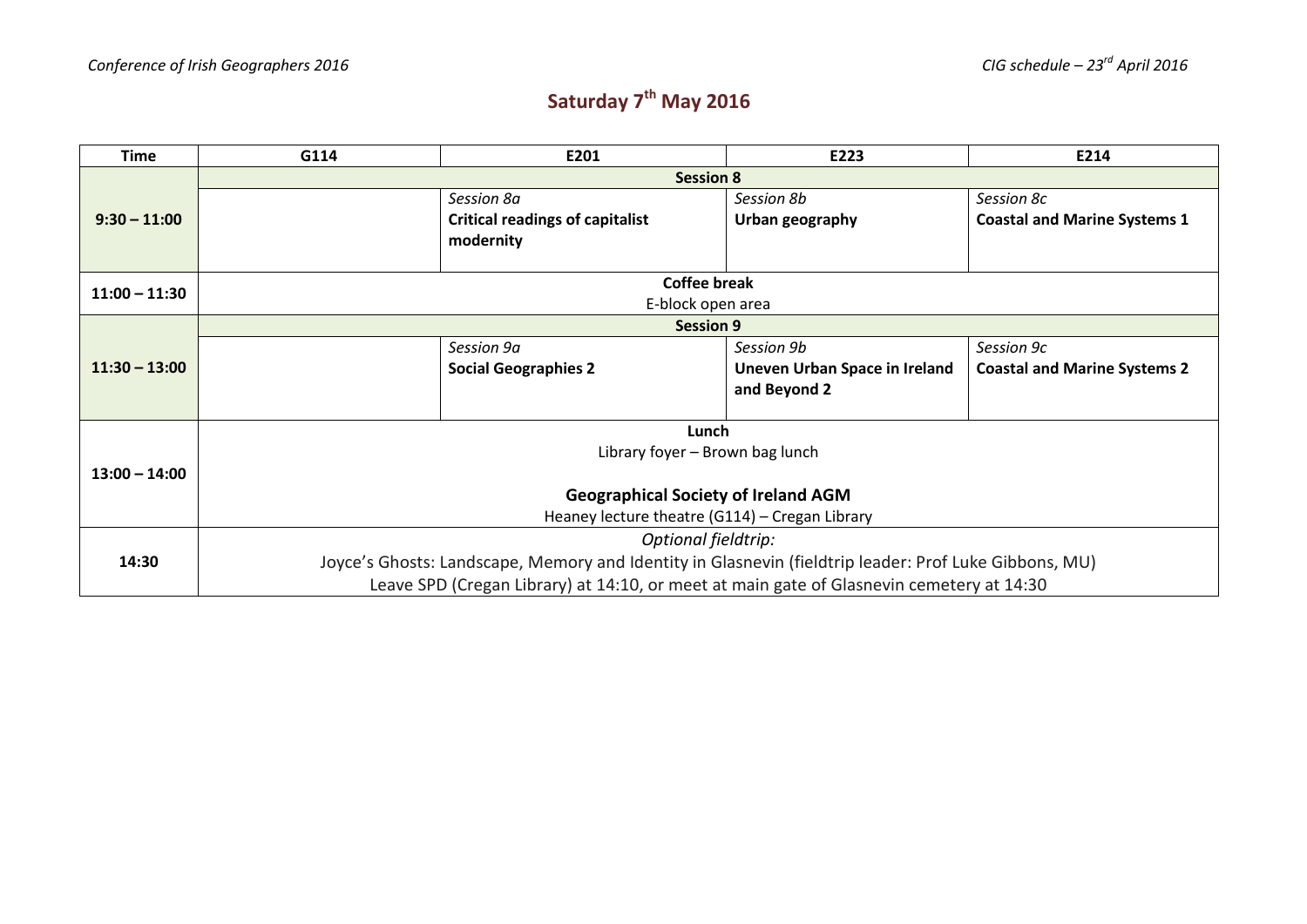# Saturday 7th May 2016

| Time | G114 | E201 | E223 | E214 |
|---|---|---|---|---|
| 9:30 – 11:00 | **Session 8** | | | |
| | | *Session 8a* **Critical readings of capitalist modernity** | *Session 8b* **Urban geography** | *Session 8c* **Coastal and Marine Systems 1** |
| 11:00 – 11:30 | **Coffee break** E-block open area | | | |
| 11:30 – 13:00 | **Session 9** | | | |
| | | *Session 9a* **Social Geographies 2** | *Session 9b* **Uneven Urban Space in Ireland and Beyond 2** | *Session 9c* **Coastal and Marine Systems 2** |
| 13:00 – 14:00 | **Lunch** Library foyer – Brown bag lunch **Geographical Society of Ireland AGM** Heaney lecture theatre (G114) – Cregan Library | | | |
| 14:30 | *Optional fieldtrip:* Joyce's Ghosts: Landscape, Memory and Identity in Glasnevin (fieldtrip leader: Prof Luke Gibbons, MU) Leave SPD (Cregan Library) at 14:10, or meet at main gate of Glasnevin cemetery at 14:30 | | | |